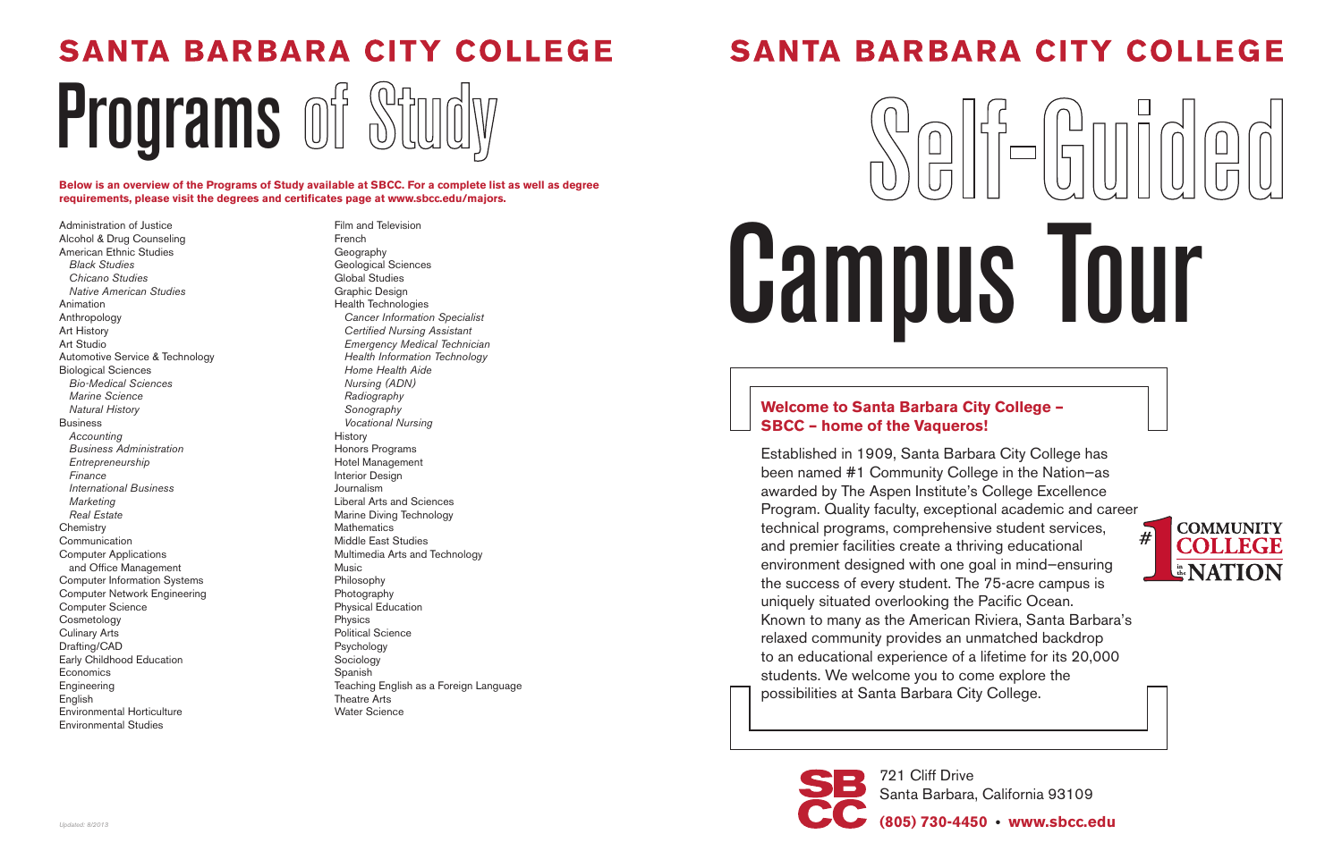# SANTA BARBARA CITY COLLEGE

# Programs of Study

**Below is an overview of the Programs of Study available at SBCC. For a complete list as well as degree requirements, please visit the degrees and certificates page at www.sbcc.edu/majors.**

- Administration of Justice
- Alcohol & Drug Counseling
- American Ethnic Studies
  - *Black Studies*
  - *Chicano Studies*
  - *Native American Studies*
- Animation
- Anthropology
- Art History
- Art Studio
- Automotive Service & Technology
- Biological Sciences
  - *Bio-Medical Sciences*
  - *Marine Science*
  - *Natural History*
- Business
  - *Accounting*
  - *Business Administration*
  - *Entrepreneurship*
  - *Finance*
  - *International Business*
  - *Marketing*
  - *Real Estate*
- Chemistry
- Communication
- Computer Applications and Office Management
- Computer Information Systems
- Computer Network Engineering
- Computer Science
- Cosmetology
- Culinary Arts
- Drafting/CAD
- Early Childhood Education
- Economics
- Engineering
- English
- Environmental Horticulture
- Environmental Studies
- Film and Television
- French
- Geography
- Geological Sciences
- Global Studies
- Graphic Design
- Health Technologies
  - *Cancer Information Specialist*
  - *Certified Nursing Assistant*
  - *Emergency Medical Technician*
  - *Health Information Technology*
  - *Home Health Aide*
  - *Nursing (ADN)*
  - *Radiography*
  - *Sonography*
  - *Vocational Nursing*
- History
- Honors Programs
- Hotel Management
- Interior Design
- Journalism
- Liberal Arts and Sciences
- Marine Diving Technology
- Mathematics
- Middle East Studies
- Multimedia Arts and Technology
- Music
- Philosophy
- Photography
- Physical Education
- Physics
- Political Science
- Psychology
- Sociology
- Spanish
- Teaching English as a Foreign Language
- Theatre Arts
- Water Science

*Updated: 8/2013*

# SANTA BARBARA CITY COLLEGE

# Self-Guided Campus Tour

### Welcome to Santa Barbara City College – SBCC – home of the Vaqueros!

Established in 1909, Santa Barbara City College has been named #1 Community College in the Nation–as awarded by The Aspen Institute's College Excellence Program. Quality faculty, exceptional academic and career technical programs, comprehensive student services, and premier facilities create a thriving educational environment designed with one goal in mind–ensuring the success of every student. The 75-acre campus is uniquely situated overlooking the Pacific Ocean. Known to many as the American Riviera, Santa Barbara's relaxed community provides an unmatched backdrop to an educational experience of a lifetime for its 20,000 students. We welcome you to come explore the possibilities at Santa Barbara City College.

#1 COMMUNITY COLLEGE in the NATION

SBCC
721 Cliff Drive
Santa Barbara, California 93109
**(805) 730-4450 • www.sbcc.edu**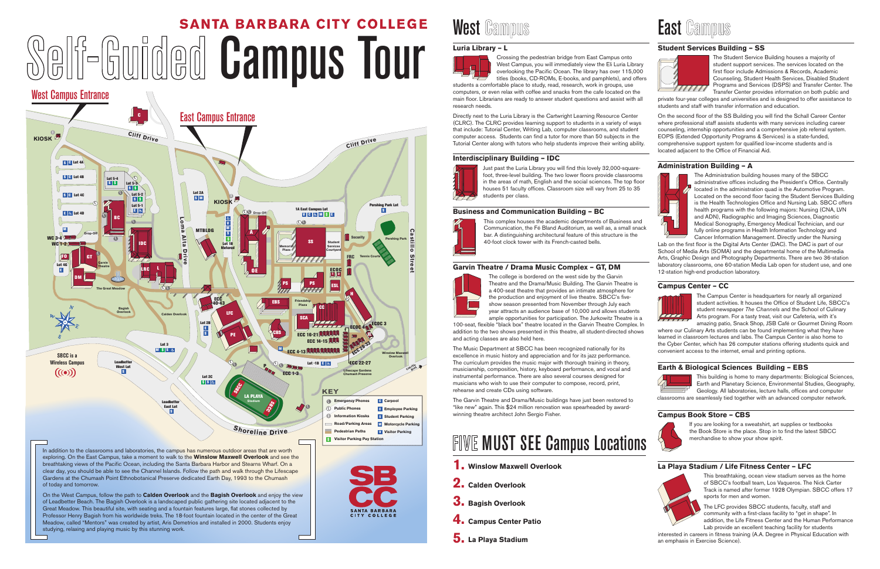# SANTA BARBARA CITY COLLEGE

# Self-Guided Campus Tour

West Campus Entrance

East Campus Entrance

In addition to the classrooms and laboratories, the campus has numerous outdoor areas that are worth exploring. On the East Campus, take a moment to walk to the **Winslow Maxwell Overlook** and see the breathtaking views of the Pacific Ocean, including the Santa Barbara Harbor and Stearns Wharf. On a clear day, you should be able to see the Channel Islands. Follow the path and walk through the Lifescape Gardens at the Chumash Point Ethnobotanical Preserve dedicated Earth Day, 1993 to the Chumash of today and tomorrow.

On the West Campus, follow the path to **Calden Overlook** and the **Bagish Overlook** and enjoy the view of Leadbetter Beach. The Bagish Overlook is a landscaped public gathering site located adjacent to the Great Meadow. This beautiful site, with seating and a fountain features large, flat stones collected by Professor Henry Bagish from his worldwide treks. The 18-foot fountain located in the center of the Great Meadow, called "Mentors" was created by artist, Aris Demetrios and installed in 2000. Students enjoy studying, relaxing and playing music by this stunning work.

SBCC is a Wireless Campus

KEY

- Emergency Phones
- Public Phones
- Information Kiosks
- Road/Parking Areas
- Pedestrian Paths
- Visitor Parking Pay Station
- Carpool
- Employee Parking
- Student Parking
- Motorcycle Parking
- Visitor Parking

SBCC SANTA BARBARA CITY COLLEGE

## West Campus

### Luria Library – L

Crossing the pedestrian bridge from East Campus onto West Campus, you will immediately view the Eli Luria Library overlooking the Pacific Ocean. The library has over 115,000 titles (books, CD-ROMs, E-books, and pamphlets), and offers students a comfortable place to study, read, research, work in groups, use computers, or even relax with coffee and snacks from the cafe located on the main floor. Librarians are ready to answer student questions and assist with all research needs.

Directly next to the Luria Library is the Cartwright Learning Resource Center (CLRC). The CLRC provides learning support to students in a variety of ways that include: Tutorial Center, Writing Lab, computer classrooms, and student computer access. Students can find a tutor for more than 50 subjects in the Tutorial Center along with tutors who help students improve their writing ability.

### Interdisciplinary Building – IDC

Just past the Luria Library you will find this lovely 32,000-square-foot, three-level building. The two lower floors provide classrooms in the areas of math, English and the social sciences. The top floor houses 51 faculty offices. Classroom size will vary from 25 to 35 students per class.

### Business and Communication Building – BC

This complex houses the academic departments of Business and Communication, the Fé Bland Auditorium, as well as, a small snack bar. A distinguishing architectural feature of this structure is the 40-foot clock tower with its French-casted bells.

### Garvin Theatre / Drama Music Complex – GT, DM

The college is bordered on the west side by the Garvin Theatre and the Drama/Music Building. The Garvin Theatre is a 400-seat theatre that provides an intimate atmosphere for the production and enjoyment of live theatre. SBCC's five-show season presented from November through July each year attracts an audience base of 10,000 and allows students ample opportunities for participation. The Jurkowitz Theatre is a 100-seat, flexible "black box" theatre located in the Garvin Theatre Complex. In addition to the two shows presented in this theatre, all student-directed shows and acting classes are also held here.

The Music Department at SBCC has been recognized nationally for its excellence in music history and appreciation and for its jazz performance. The curriculum provides the music major with thorough training in theory, musicianship, composition, history, keyboard performance, and vocal and instrumental performance. There are also several courses designed for musicians who wish to use their computer to compose, record, print, rehearse and create CDs using software.

The Garvin Theatre and Drama/Music buildings have just been restored to "like new" again. This $24 million renovation was spearheaded by award-winning theatre architect John Sergio Fisher.

## FIVE MUST SEE Campus Locations

1. **Winslow Maxwell Overlook**
2. **Calden Overlook**
3. **Bagish Overlook**
4. **Campus Center Patio**
5. **La Playa Stadium**

## East Campus

### Student Services Building – SS

The Student Service Building houses a majority of student support services. The services located on the first floor include Admissions & Records, Academic Counseling, Student Health Services, Disabled Student Programs and Services (DSPS) and Transfer Center. The Transfer Center provides information on both public and private four-year colleges and universities and is designed to offer assistance to students and staff with transfer information and education.

On the second floor of the SS Building you will find the Schall Career Center where professional staff assists students with many services including career counseling, internship opportunities and a comprehensive job referral system. EOPS (Extended Opportunity Programs & Services) is a state-funded, comprehensive support system for qualified low-income students and is located adjacent to the Office of Financial Aid.

### Administration Building – A

The Administration building houses many of the SBCC administrative offices including the President's Office. Centrally located in the administration quad is the Automotive Program. Located on the second floor facing the Student Services Building is the Health Technologies Office and Nursing Lab. SBCC offers health programs with the following majors: Nursing (CNA, LVN and ADN), Radiographic and Imaging Sciences, Diagnostic Medical Sonography, Emergency Medical Technician, and our fully online programs in Health Information Technology and Cancer Information Management. Directly under the Nursing Lab on the first floor is the Digital Arts Center (DAC). The DAC is part of our School of Media Arts (SOMA) and the departmental home of the Multimedia Arts, Graphic Design and Photography Departments. There are two 36-station laboratory classrooms, one 60-station Media Lab open for student use, and one 12-station high-end production laboratory.

### Campus Center – CC

The Campus Center is headquarters for nearly all organized student activities. It houses the Office of Student Life, SBCC's student newspaper *The Channels* and the School of Culinary Arts program. For a tasty treat, visit our Cafeteria, with it's amazing patio, Snack Shop, JSB Café or Gourmet Dining Room where our Culinary Arts students can be found implementing what they have learned in classroom lectures and labs. The Campus Center is also home to the Cyber Center, with has 26 computer stations offering students quick and convenient access to the internet, email and printing options.

### Earth & Biological Sciences Building – EBS

This building is home to many departments: Biological Sciences, Earth and Planetary Science, Environmental Studies, Geography, Geology. All laboratories, lecture halls, offices and computer classrooms are seamlessly tied together with an advanced computer network.

### Campus Book Store – CBS

If you are looking for a sweatshirt, art supplies or textbooks the Book Store is the place. Stop in to find the latest SBCC merchandise to show your show spirit.

### La Playa Stadium / Life Fitness Center – LFC

This breathtaking, ocean view stadium serves as the home of SBCC's football team, Los Vaqueros. The Nick Carter Track is named after former 1928 Olympian. SBCC offers 17 sports for men and women.

The LFC provides SBCC students, faculty, staff and community with a first-class facility to "get in shape". In addition, the Life Fitness Center and the Human Performance Lab provide an excellent teaching facility for students interested in careers in fitness training (A.A. Degree in Physical Education with an emphasis in Exercise Science).